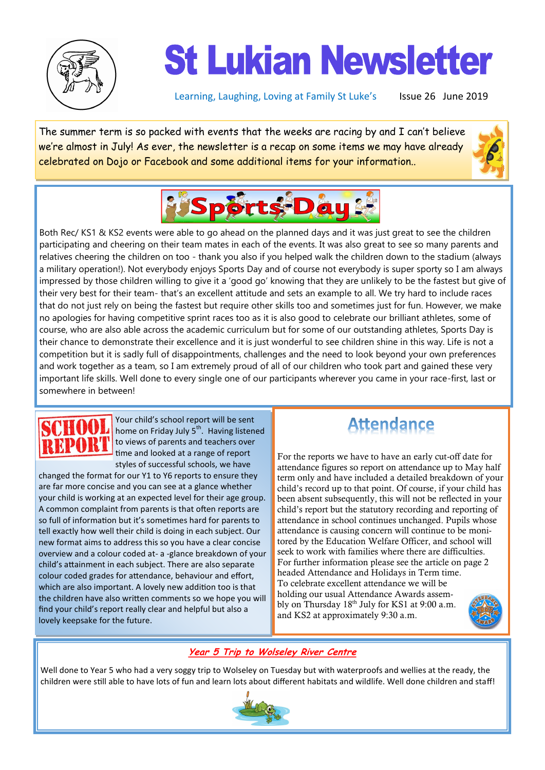# St Lukian Newsletter

Learning, Laughing, Loving at Family St Luke's — Issue 26 June 2019

The summer term is so packed with events that the weeks are racing by and I can't believe we're almost in July! As ever, the newsletter is a recap on some items we may have already celebrated on Dojo or Facebook and some additional items for your information..

## Sports Day

Both Rec/ KS1 & KS2 events were able to go ahead on the planned days and it was just great to see the children participating and cheering on their team mates in each of the events. It was also great to see so many parents and relatives cheering the children on too - thank you also if you helped walk the children down to the stadium (always a military operation!). Not everybody enjoys Sports Day and of course not everybody is super sporty so I am always impressed by those children willing to give it a 'good go' knowing that they are unlikely to be the fastest but give of their very best for their team- that's an excellent attitude and sets an example to all. We try hard to include races that do not just rely on being the fastest but require other skills too and sometimes just for fun. However, we make no apologies for having competitive sprint races too as it is also good to celebrate our brilliant athletes, some of course, who are also able across the academic curriculum but for some of our outstanding athletes, Sports Day is their chance to demonstrate their excellence and it is just wonderful to see children shine in this way. Life is not a competition but it is sadly full of disappointments, challenges and the need to look beyond your own preferences and work together as a team, so I am extremely proud of all of our children who took part and gained these very important life skills. Well done to every single one of our participants wherever you came in your race-first, last or somewhere in between!

## School Report

Your child's school report will be sent home on Friday July 5th. Having listened to views of parents and teachers over time and looked at a range of report styles of successful schools, we have changed the format for our Y1 to Y6 reports to ensure they are far more concise and you can see at a glance whether your child is working at an expected level for their age group. A common complaint from parents is that often reports are so full of information but it's sometimes hard for parents to tell exactly how well their child is doing in each subject. Our new format aims to address this so you have a clear concise overview and a colour coded at- a -glance breakdown of your child's attainment in each subject. There are also separate colour coded grades for attendance, behaviour and effort, which are also important. A lovely new addition too is that the children have also written comments so we hope you will find your child's report really clear and helpful but also a lovely keepsake for the future.

## Attendance

For the reports we have to have an early cut-off date for attendance figures so report on attendance up to May half term only and have included a detailed breakdown of your child's record up to that point. Of course, if your child has been absent subsequently, this will not be reflected in your child's report but the statutory recording and reporting of attendance in school continues unchanged. Pupils whose attendance is causing concern will continue to be monitored by the Education Welfare Officer, and school will seek to work with families where there are difficulties. For further information please see the article on page 2 headed Attendance and Holidays in Term time.

To celebrate excellent attendance we will be holding our usual Attendance Awards assembly on Thursday 18th July for KS1 at 9:00 a.m. and KS2 at approximately 9:30 a.m.

## *Year 5 Trip to Wolseley River Centre*

Well done to Year 5 who had a very soggy trip to Wolseley on Tuesday but with waterproofs and wellies at the ready, the children were still able to have lots of fun and learn lots about different habitats and wildlife. Well done children and staff!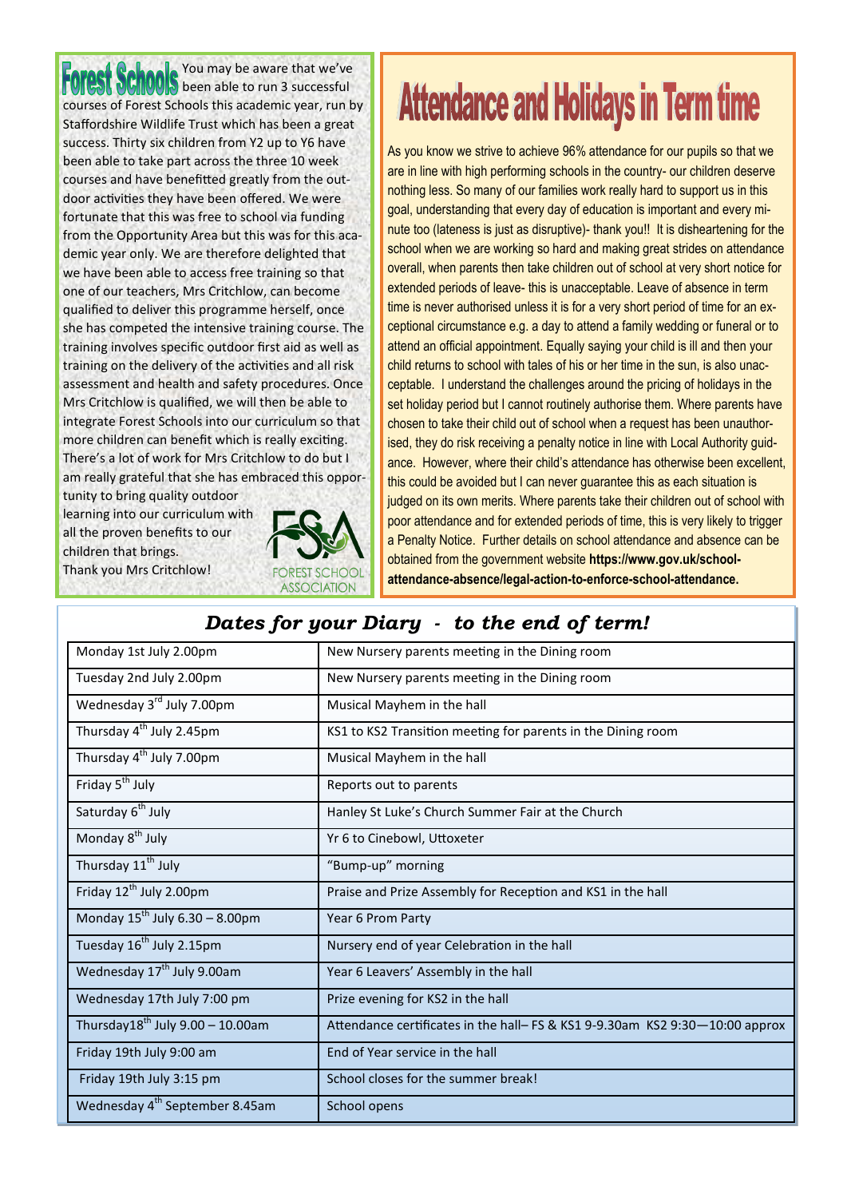## Forest Schools

You may be aware that we've been able to run 3 successful courses of Forest Schools this academic year, run by Staffordshire Wildlife Trust which has been a great success. Thirty six children from Y2 up to Y6 have been able to take part across the three 10 week courses and have benefitted greatly from the outdoor activities they have been offered. We were fortunate that this was free to school via funding from the Opportunity Area but this was for this academic year only. We are therefore delighted that we have been able to access free training so that one of our teachers, Mrs Critchlow, can become qualified to deliver this programme herself, once she has competed the intensive training course. The training involves specific outdoor first aid as well as training on the delivery of the activities and all risk assessment and health and safety procedures. Once Mrs Critchlow is qualified, we will then be able to integrate Forest Schools into our curriculum so that more children can benefit which is really exciting. There's a lot of work for Mrs Critchlow to do but I am really grateful that she has embraced this opportunity to bring quality outdoor learning into our curriculum with all the proven benefits to our children that brings.
Thank you Mrs Critchlow!

FOREST SCHOOL ASSOCIATION

## Attendance and Holidays in Term time

As you know we strive to achieve 96% attendance for our pupils so that we are in line with high performing schools in the country- our children deserve nothing less. So many of our families work really hard to support us in this goal, understanding that every day of education is important and every minute too (lateness is just as disruptive)- thank you!! It is disheartening for the school when we are working so hard and making great strides on attendance overall, when parents then take children out of school at very short notice for extended periods of leave- this is unacceptable. Leave of absence in term time is never authorised unless it is for a very short period of time for an exceptional circumstance e.g. a day to attend a family wedding or funeral or to attend an official appointment. Equally saying your child is ill and then your child returns to school with tales of his or her time in the sun, is also unacceptable. I understand the challenges around the pricing of holidays in the set holiday period but I cannot routinely authorise them. Where parents have chosen to take their child out of school when a request has been unauthorised, they do risk receiving a penalty notice in line with Local Authority guidance. However, where their child's attendance has otherwise been excellent, this could be avoided but I can never guarantee this as each situation is judged on its own merits. Where parents take their children out of school with poor attendance and for extended periods of time, this is very likely to trigger a Penalty Notice. Further details on school attendance and absence can be obtained from the government website **https://www.gov.uk/school-attendance-absence/legal-action-to-enforce-school-attendance.**

## *Dates for your Diary - to the end of term!*

| Date | Event |
|---|---|
| Monday 1st July 2.00pm | New Nursery parents meeting in the Dining room |
| Tuesday 2nd July 2.00pm | New Nursery parents meeting in the Dining room |
| Wednesday 3rd July 7.00pm | Musical Mayhem in the hall |
| Thursday 4th July 2.45pm | KS1 to KS2 Transition meeting for parents in the Dining room |
| Thursday 4th July 7.00pm | Musical Mayhem in the hall |
| Friday 5th July | Reports out to parents |
| Saturday 6th July | Hanley St Luke's Church Summer Fair at the Church |
| Monday 8th July | Yr 6 to Cinebowl, Uttoxeter |
| Thursday 11th July | "Bump-up" morning |
| Friday 12th July 2.00pm | Praise and Prize Assembly for Reception and KS1 in the hall |
| Monday 15th July 6.30 – 8.00pm | Year 6 Prom Party |
| Tuesday 16th July 2.15pm | Nursery end of year Celebration in the hall |
| Wednesday 17th July 9.00am | Year 6 Leavers' Assembly in the hall |
| Wednesday 17th July 7:00 pm | Prize evening for KS2 in the hall |
| Thursday18th July 9.00 – 10.00am | Attendance certificates in the hall– FS & KS1 9-9.30am KS2 9:30—10:00 approx |
| Friday 19th July 9:00 am | End of Year service in the hall |
| Friday 19th July 3:15 pm | School closes for the summer break! |
| Wednesday 4th September 8.45am | School opens |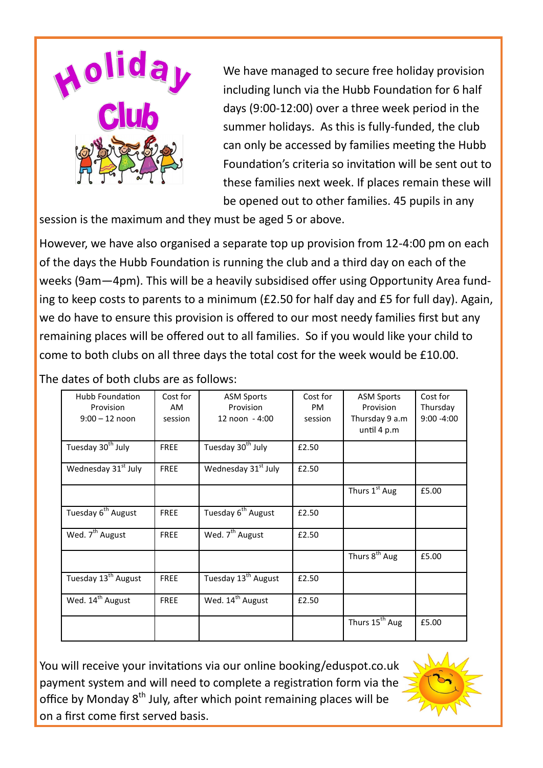# Holiday Club

We have managed to secure free holiday provision including lunch via the Hubb Foundation for 6 half days (9:00-12:00) over a three week period in the summer holidays. As this is fully-funded, the club can only be accessed by families meeting the Hubb Foundation's criteria so invitation will be sent out to these families next week. If places remain these will be opened out to other families. 45 pupils in any session is the maximum and they must be aged 5 or above.

However, we have also organised a separate top up provision from 12-4:00 pm on each of the days the Hubb Foundation is running the club and a third day on each of the weeks (9am—4pm). This will be a heavily subsidised offer using Opportunity Area funding to keep costs to parents to a minimum (£2.50 for half day and £5 for full day). Again, we do have to ensure this provision is offered to our most needy families first but any remaining places will be offered out to all families. So if you would like your child to come to both clubs on all three days the total cost for the week would be £10.00.

The dates of both clubs are as follows:

| Hubb Foundation Provision 9:00 – 12 noon | Cost for AM session | ASM Sports Provision 12 noon - 4:00 | Cost for PM session | ASM Sports Provision Thursday 9 a.m until 4 p.m | Cost for Thursday 9:00 -4:00 |
|---|---|---|---|---|---|
| Tuesday 30th July | FREE | Tuesday 30th July | £2.50 | | |
| Wednesday 31st July | FREE | Wednesday 31st July | £2.50 | | |
| | | | | Thurs 1st Aug | £5.00 |
| Tuesday 6th August | FREE | Tuesday 6th August | £2.50 | | |
| Wed. 7th August | FREE | Wed. 7th August | £2.50 | | |
| | | | | Thurs 8th Aug | £5.00 |
| Tuesday 13th August | FREE | Tuesday 13th August | £2.50 | | |
| Wed. 14th August | FREE | Wed. 14th August | £2.50 | | |
| | | | | Thurs 15th Aug | £5.00 |

You will receive your invitations via our online booking/eduspot.co.uk payment system and will need to complete a registration form via the office by Monday 8th July, after which point remaining places will be on a first come first served basis.